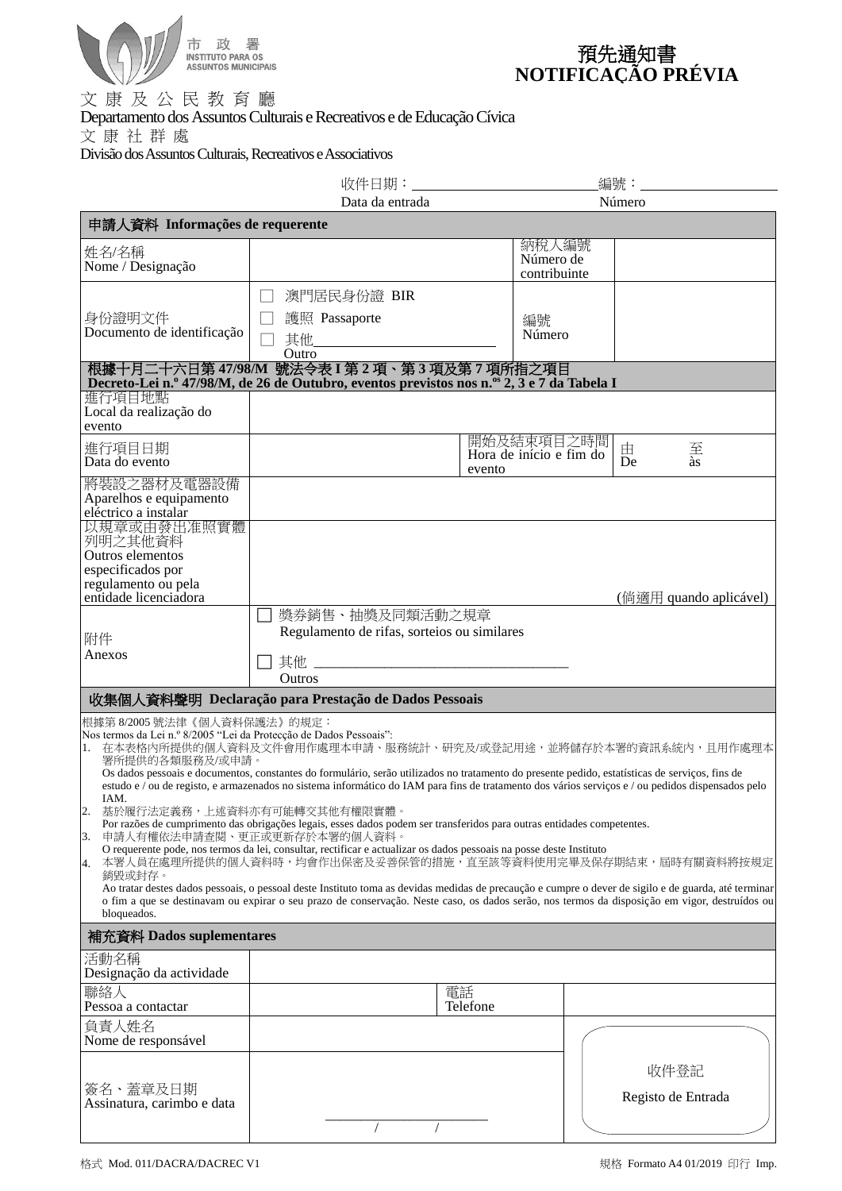市政署
INSTITUTO PARA OS ASSUNTOS MUNICIPAIS

# 預先通知書
# NOTIFICAÇÃO PRÉVIA

文康及公民教育廳
Departamento dos Assuntos Culturais e Recreativos e de Educação Cívica
文康社群處
Divisão dos Assuntos Culturais, Recreativos e Associativos

收件日期：__________ Data da entrada　　　編號：__________ Número

| 申請人資料 Informações de requerente | | | |
|---|---|---|---|
| 姓名/名稱<br>Nome / Designação | | 納稅人編號<br>Número de contribuinte | |
| 身份證明文件<br>Document de identificação | ☐ 澳門居民身份證 BIR<br>☐ 護照 Passaporte<br>☐ 其他 Outro__________ | 編號<br>Número | |

| 根據十月二十六日第 47/98/M 號法令表 I 第 2 項、第 3 項及第 7 項所指之項目<br>Decreto-Lei n.º 47/98/M, de 26 de Outubro, eventos previstos nos n.ºs 2, 3 e 7 da Tabela I | | | |
|---|---|---|---|
| 進行項目地點<br>Local da realização do evento | | | |
| 進行項目日期<br>Data do evento | | 開始及結束項目之時間<br>Hora de início e fim do evento | 由 De　　至 às |
| 將裝設之器材及電器設備<br>Aparelhos e equipamento eléctrico a instalar | | | |
| 以規章或由發出准照實體列明之其他資料<br>Outros elementos especificados por regulamento ou pela entidade licenciadora | (倘適用 quando aplicável) | | |
| 附件<br>Anexos | ☐ 獎券銷售、抽獎及同類活動之規章<br>Regulamento de rifas, sorteios ou similares<br>☐ 其他 Outros__________ | | |

## 收集個人資料聲明 Declaração para Prestação de Dados Pessoais

根據第 8/2005 號法律《個人資料保護法》的規定：
Nos termos da Lei n.º 8/2005 "Lei da Protecção de Dados Pessoais":

1. 在本表格內所提供的個人資料及文件會用作處理本申請、服務統計、研究及/或登記用途，並將儲存於本署的資訊系統內，且用作處理本署所提供的各類服務及/或申請。
   Os dados pessoais e documentos, constantes do formulário, serão utilizados no tratamento do presente pedido, estatísticas de serviços, fins de estudo e / ou de registo, e armazenados no sistema informático do IAM para fins de tratamento dos vários serviços e / ou pedidos dispensados pelo IAM.
2. 基於履行法定義務，上述資料亦有可能轉交其他有權限實體。
   Por razões de cumprimento das obrigações legais, esses dados podem ser transferidos para outras entidades competentes.
3. 申請人有權依法申請查閱、更正或更新存於本署的個人資料。
   O requerente pode, nos termos da lei, consultar, rectificar e actualizar os dados pessoais na posse deste Instituto
4. 本署人員在處理所提供的個人資料時，均會作出保密及妥善保管的措施，直至該等資料使用完畢及保存期結束，屆時有關資料將按規定銷毀或封存。
   Ao tratar destes dados pessoais, o pessoal deste Instituto toma as devidas medidas de precaução e cumpre o dever de sigilo e de guarda, até terminar o fim a que se destinavam ou expirar o seu prazo de conservação. Neste caso, os dados serão, nos termos da disposição em vigor, destruídos ou bloqueados.

| 補充資料 Dados suplementares | | | |
|---|---|---|---|
| 活動名稱<br>Designação da actividade | | | |
| 聯絡人<br>Pessoa a contactar | | 電話<br>Telefone | |
| 負責人姓名<br>Nome de responsável | | | 收件登記<br>Registo de Entrada |
| 簽名、蓋章及日期<br>Assinatura, carimbo e data | __________<br>/　　/ | | |

格式 Mod. 011/DACRA/DACREC V1　　　規格 Formato A4 01/2019 印行 Imp.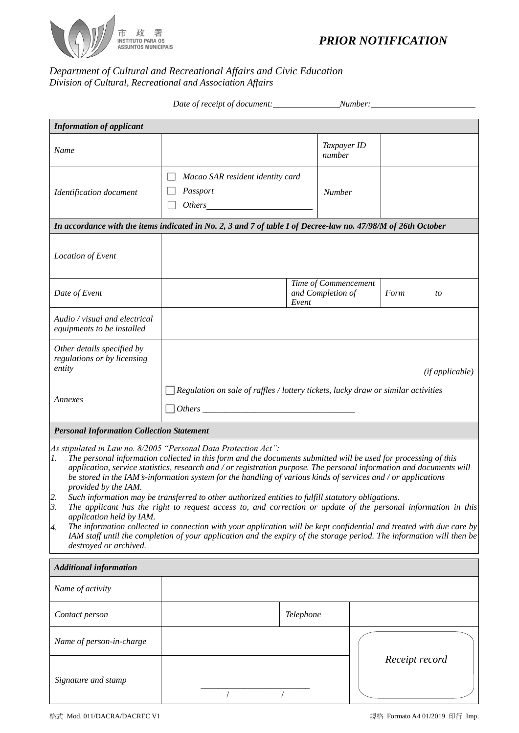市 政 署
INSTITUTO PARA OS
ASSUNTOS MUNICIPAIS

# *PRIOR NOTIFICATION*

*Department of Cultural and Recreational Affairs and Civic Education*
*Division of Cultural, Recreational and Association Affairs*

*Date of receipt of document:* ______________ *Number:* ______________________

| *Information of applicant* | | | |
|---|---|---|---|
| *Name* | | *Taxpayer ID number* | |
| *Identification document* | ☐ *Macao SAR resident identity card*<br>☐ *Passport*<br>☐ *Others* ______________________ | *Number* | |

| *In accordance with the items indicated in No. 2, 3 and 7 of table I of Decree-law no. 47/98/M of 26th October* | | | |
|---|---|---|---|
| *Location of Event* | | | |
| *Date of Event* | | *Time of Commencement and Completion of Event* | *Form* *to* |
| *Audio / visual and electrical equipments to be installed* | | | |
| *Other details specified by regulations or by licensing entity* | *(if applicable)* | | |
| *Annexes* | ☐ *Regulation on sale of raffles / lottery tickets, lucky draw or similar activities*<br>☐ *Others* ________________________________ | | |

***Personal Information Collection Statement***

*As stipulated in Law no. 8/2005 "Personal Data Protection Act":*

1. *The personal information collected in this form and the documents submitted will be used for processing of this application, service statistics, research and / or registration purpose. The personal information and documents will be stored in the IAM's-information system for the handling of various kinds of services and / or applications provided by the IAM.*
2. *Such information may be transferred to other authorized entities to fulfill statutory obligations.*
3. *The applicant has the right to request access to, and correction or update of the personal information in this application held by IAM.*
4. *The information collected in connection with your application will be kept confidential and treated with due care by IAM staff until the completion of your application and the expiry of the storage period. The information will then be destroyed or archived.*

| *Additional information* | | | |
|---|---|---|---|
| *Name of activity* | | | |
| *Contact person* | | *Telephone* | |
| *Name of person-in-charge* | | | *Receipt record* |
| *Signature and stamp* | ______________________<br>/ / | | |

格式 Mod. 011/DACRA/DACREC V1

規格 Formato A4 01/2019 印行 Imp.